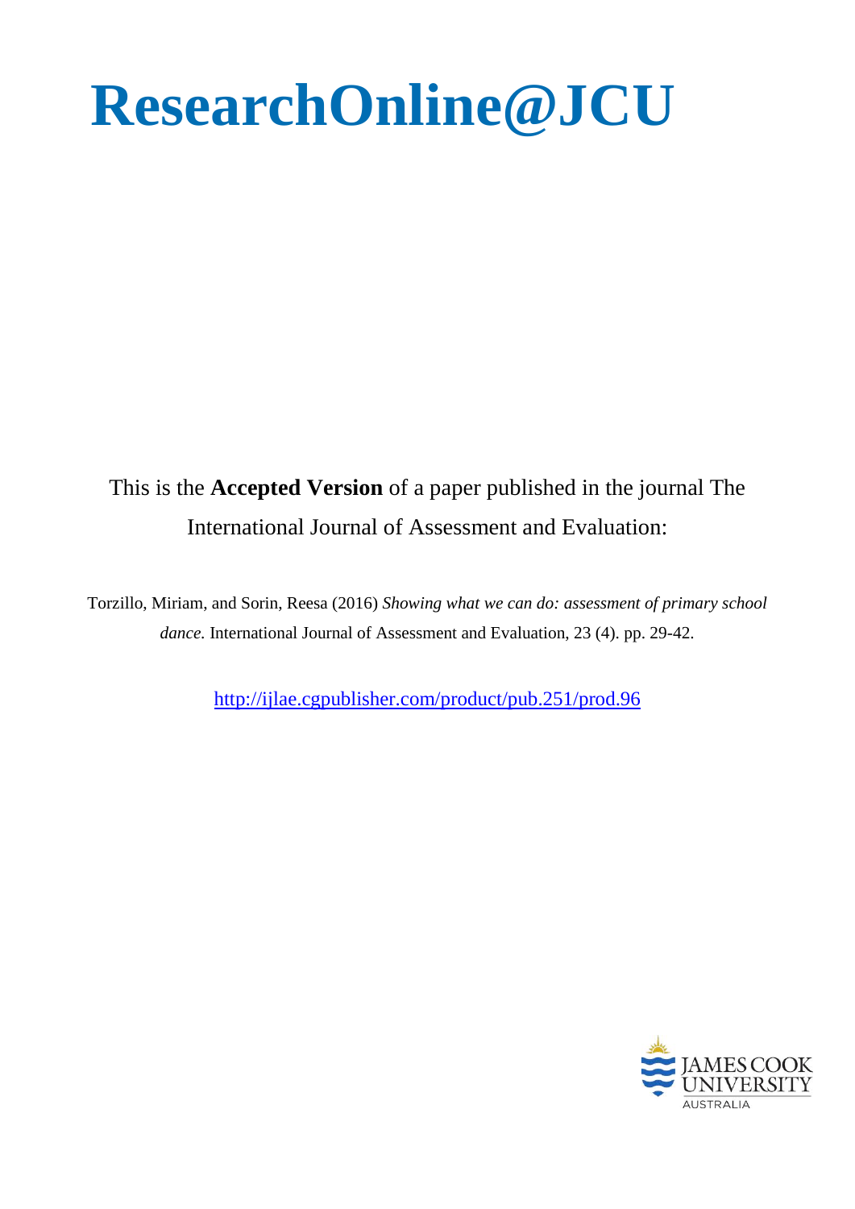# ResearchOnline@JCU

This is the **Accepted Version** of a paper published in the journal The International Journal of Assessment and Evaluation:

Torzillo, Miriam, and Sorin, Reesa (2016) *Showing what we can do: assessment of primary school dance.* International Journal of Assessment and Evaluation, 23 (4). pp. 29-42.

http://ijlae.cgpublisher.com/product/pub.251/prod.96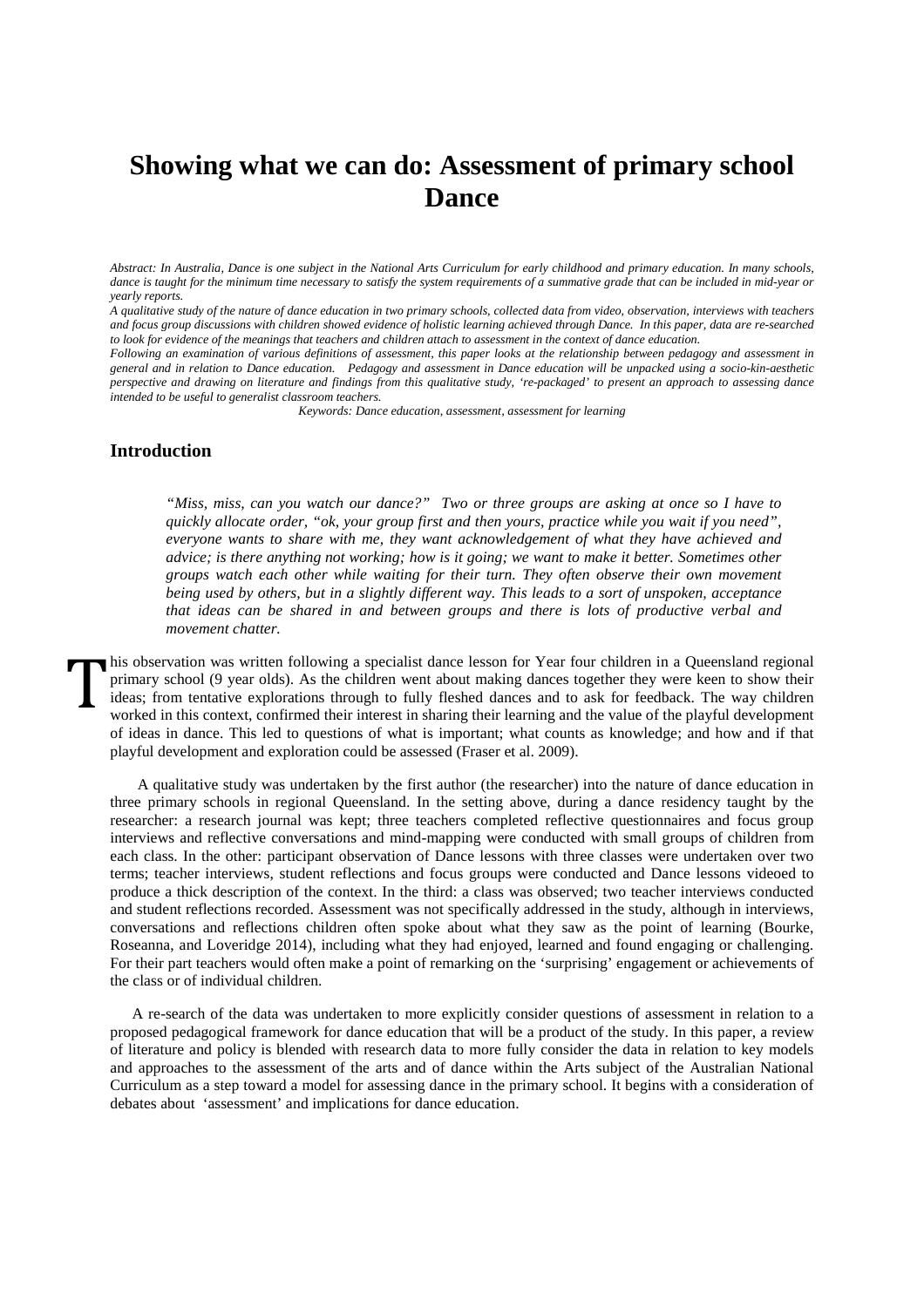# Showing what we can do: Assessment of primary school Dance

*Abstract: In Australia, Dance is one subject in the National Arts Curriculum for early childhood and primary education. In many schools, dance is taught for the minimum time necessary to satisfy the system requirements of a summative grade that can be included in mid-year or yearly reports.*

*A qualitative study of the nature of dance education in two primary schools, collected data from video, observation, interviews with teachers and focus group discussions with children showed evidence of holistic learning achieved through Dance. In this paper, data are re-searched to look for evidence of the meanings that teachers and children attach to assessment in the context of dance education.*

*Following an examination of various definitions of assessment, this paper looks at the relationship between pedagogy and assessment in general and in relation to Dance education. Pedagogy and assessment in Dance education will be unpacked using a socio-kin-aesthetic perspective and drawing on literature and findings from this qualitative study, 're-packaged' to present an approach to assessing dance intended to be useful to generalist classroom teachers.*

*Keywords: Dance education, assessment, assessment for learning*

## Introduction

> *"Miss, miss, can you watch our dance?" Two or three groups are asking at once so I have to quickly allocate order, "ok, your group first and then yours, practice while you wait if you need", everyone wants to share with me, they want acknowledgement of what they have achieved and advice; is there anything not working; how is it going; we want to make it better. Sometimes other groups watch each other while waiting for their turn. They often observe their own movement being used by others, but in a slightly different way. This leads to a sort of unspoken, acceptance that ideas can be shared in and between groups and there is lots of productive verbal and movement chatter.*

This observation was written following a specialist dance lesson for Year four children in a Queensland regional primary school (9 year olds). As the children went about making dances together they were keen to show their ideas; from tentative explorations through to fully fleshed dances and to ask for feedback. The way children worked in this context, confirmed their interest in sharing their learning and the value of the playful development of ideas in dance. This led to questions of what is important; what counts as knowledge; and how and if that playful development and exploration could be assessed (Fraser et al. 2009).

A qualitative study was undertaken by the first author (the researcher) into the nature of dance education in three primary schools in regional Queensland. In the setting above, during a dance residency taught by the researcher: a research journal was kept; three teachers completed reflective questionnaires and focus group interviews and reflective conversations and mind-mapping were conducted with small groups of children from each class. In the other: participant observation of Dance lessons with three classes were undertaken over two terms; teacher interviews, student reflections and focus groups were conducted and Dance lessons videoed to produce a thick description of the context. In the third: a class was observed; two teacher interviews conducted and student reflections recorded. Assessment was not specifically addressed in the study, although in interviews, conversations and reflections children often spoke about what they saw as the point of learning (Bourke, Roseanna, and Loveridge 2014), including what they had enjoyed, learned and found engaging or challenging. For their part teachers would often make a point of remarking on the 'surprising' engagement or achievements of the class or of individual children.

A re-search of the data was undertaken to more explicitly consider questions of assessment in relation to a proposed pedagogical framework for dance education that will be a product of the study. In this paper, a review of literature and policy is blended with research data to more fully consider the data in relation to key models and approaches to the assessment of the arts and of dance within the Arts subject of the Australian National Curriculum as a step toward a model for assessing dance in the primary school. It begins with a consideration of debates about 'assessment' and implications for dance education.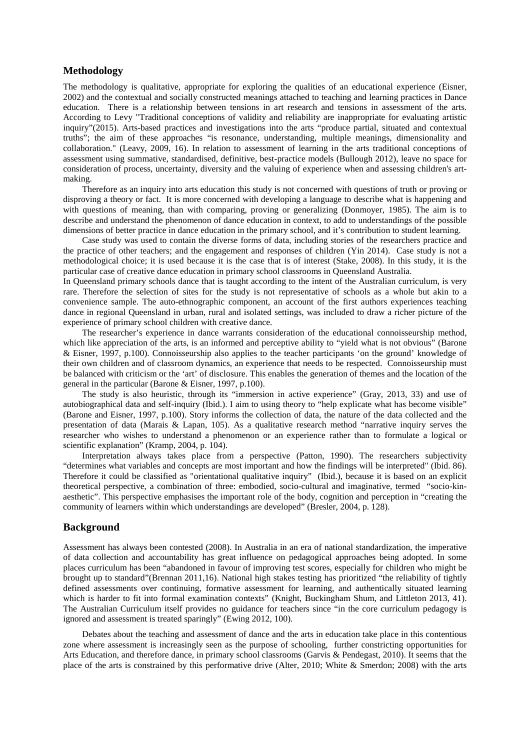## Methodology

The methodology is qualitative, appropriate for exploring the qualities of an educational experience (Eisner, 2002) and the contextual and socially constructed meanings attached to teaching and learning practices in Dance education. There is a relationship between tensions in art research and tensions in assessment of the arts. According to Levy "Traditional conceptions of validity and reliability are inappropriate for evaluating artistic inquiry"(2015). Arts-based practices and investigations into the arts "produce partial, situated and contextual truths"; the aim of these approaches "is resonance, understanding, multiple meanings, dimensionality and collaboration." (Leavy, 2009, 16). In relation to assessment of learning in the arts traditional conceptions of assessment using summative, standardised, definitive, best-practice models (Bullough 2012), leave no space for consideration of process, uncertainty, diversity and the valuing of experience when and assessing children's art-making.

Therefore as an inquiry into arts education this study is not concerned with questions of truth or proving or disproving a theory or fact. It is more concerned with developing a language to describe what is happening and with questions of meaning, than with comparing, proving or generalizing (Donmoyer, 1985). The aim is to describe and understand the phenomenon of dance education in context, to add to understandings of the possible dimensions of better practice in dance education in the primary school, and it's contribution to student learning.

Case study was used to contain the diverse forms of data, including stories of the researchers practice and the practice of other teachers; and the engagement and responses of children (Yin 2014). Case study is not a methodological choice; it is used because it is the case that is of interest (Stake, 2008). In this study, it is the particular case of creative dance education in primary school classrooms in Queensland Australia.

In Queensland primary schools dance that is taught according to the intent of the Australian curriculum, is very rare. Therefore the selection of sites for the study is not representative of schools as a whole but akin to a convenience sample. The auto-ethnographic component, an account of the first authors experiences teaching dance in regional Queensland in urban, rural and isolated settings, was included to draw a richer picture of the experience of primary school children with creative dance.

The researcher's experience in dance warrants consideration of the educational connoisseurship method, which like appreciation of the arts, is an informed and perceptive ability to "yield what is not obvious" (Barone & Eisner, 1997, p.100). Connoisseurship also applies to the teacher participants 'on the ground' knowledge of their own children and of classroom dynamics, an experience that needs to be respected. Connoisseurship must be balanced with criticism or the 'art' of disclosure. This enables the generation of themes and the location of the general in the particular (Barone & Eisner, 1997, p.100).

The study is also heuristic, through its "immersion in active experience" (Gray, 2013, 33) and use of autobiographical data and self-inquiry (Ibid.). I aim to using theory to "help explicate what has become visible" (Barone and Eisner, 1997, p.100). Story informs the collection of data, the nature of the data collected and the presentation of data (Marais & Lapan, 105). As a qualitative research method "narrative inquiry serves the researcher who wishes to understand a phenomenon or an experience rather than to formulate a logical or scientific explanation" (Kramp, 2004, p. 104).

Interpretation always takes place from a perspective (Patton, 1990). The researchers subjectivity "determines what variables and concepts are most important and how the findings will be interpreted" (Ibid. 86). Therefore it could be classified as "orientational qualitative inquiry" (Ibid.), because it is based on an explicit theoretical perspective, a combination of three: embodied, socio-cultural and imaginative, termed "socio-kin-aesthetic". This perspective emphasises the important role of the body, cognition and perception in "creating the community of learners within which understandings are developed" (Bresler, 2004, p. 128).

## Background

Assessment has always been contested (2008). In Australia in an era of national standardization, the imperative of data collection and accountability has great influence on pedagogical approaches being adopted. In some places curriculum has been "abandoned in favour of improving test scores, especially for children who might be brought up to standard"(Brennan 2011,16). National high stakes testing has prioritized "the reliability of tightly defined assessments over continuing, formative assessment for learning, and authentically situated learning which is harder to fit into formal examination contexts" (Knight, Buckingham Shum, and Littleton 2013, 41). The Australian Curriculum itself provides no guidance for teachers since "in the core curriculum pedagogy is ignored and assessment is treated sparingly" (Ewing 2012, 100).

Debates about the teaching and assessment of dance and the arts in education take place in this contentious zone where assessment is increasingly seen as the purpose of schooling, further constricting opportunities for Arts Education, and therefore dance, in primary school classrooms (Garvis & Pendegast, 2010). It seems that the place of the arts is constrained by this performative drive (Alter, 2010; White & Smerdon; 2008) with the arts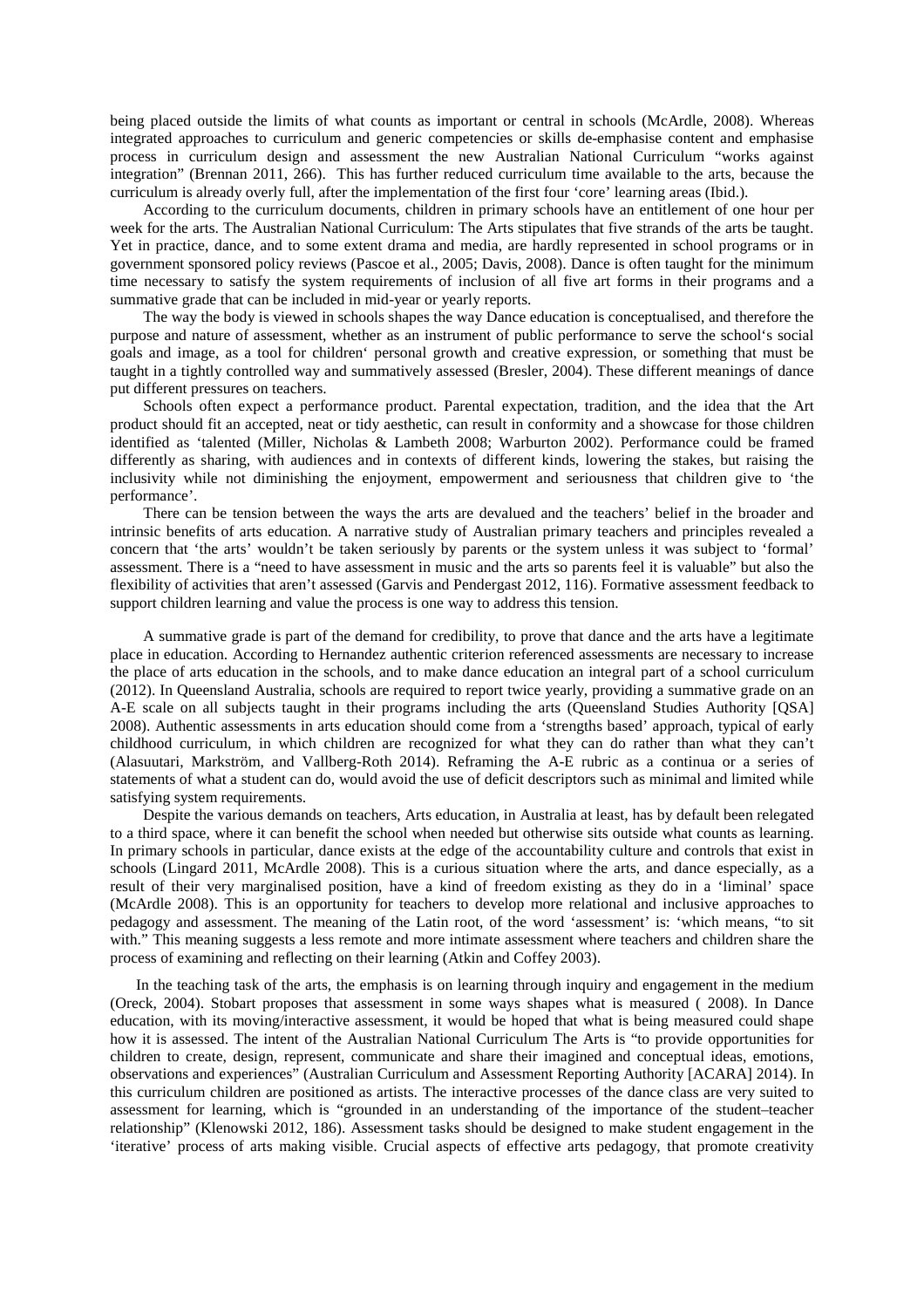being placed outside the limits of what counts as important or central in schools (McArdle, 2008). Whereas integrated approaches to curriculum and generic competencies or skills de-emphasise content and emphasise process in curriculum design and assessment the new Australian National Curriculum "works against integration" (Brennan 2011, 266). This has further reduced curriculum time available to the arts, because the curriculum is already overly full, after the implementation of the first four 'core' learning areas (Ibid.).

According to the curriculum documents, children in primary schools have an entitlement of one hour per week for the arts. The Australian National Curriculum: The Arts stipulates that five strands of the arts be taught. Yet in practice, dance, and to some extent drama and media, are hardly represented in school programs or in government sponsored policy reviews (Pascoe et al., 2005; Davis, 2008). Dance is often taught for the minimum time necessary to satisfy the system requirements of inclusion of all five art forms in their programs and a summative grade that can be included in mid-year or yearly reports.

The way the body is viewed in schools shapes the way Dance education is conceptualised, and therefore the purpose and nature of assessment, whether as an instrument of public performance to serve the school's social goals and image, as a tool for children' personal growth and creative expression, or something that must be taught in a tightly controlled way and summatively assessed (Bresler, 2004). These different meanings of dance put different pressures on teachers.

Schools often expect a performance product. Parental expectation, tradition, and the idea that the Art product should fit an accepted, neat or tidy aesthetic, can result in conformity and a showcase for those children identified as 'talented (Miller, Nicholas & Lambeth 2008; Warburton 2002). Performance could be framed differently as sharing, with audiences and in contexts of different kinds, lowering the stakes, but raising the inclusivity while not diminishing the enjoyment, empowerment and seriousness that children give to 'the performance'.

There can be tension between the ways the arts are devalued and the teachers' belief in the broader and intrinsic benefits of arts education. A narrative study of Australian primary teachers and principles revealed a concern that 'the arts' wouldn't be taken seriously by parents or the system unless it was subject to 'formal' assessment. There is a "need to have assessment in music and the arts so parents feel it is valuable" but also the flexibility of activities that aren't assessed (Garvis and Pendergast 2012, 116). Formative assessment feedback to support children learning and value the process is one way to address this tension.

A summative grade is part of the demand for credibility, to prove that dance and the arts have a legitimate place in education. According to Hernandez authentic criterion referenced assessments are necessary to increase the place of arts education in the schools, and to make dance education an integral part of a school curriculum (2012). In Queensland Australia, schools are required to report twice yearly, providing a summative grade on an A-E scale on all subjects taught in their programs including the arts (Queensland Studies Authority [QSA] 2008). Authentic assessments in arts education should come from a 'strengths based' approach, typical of early childhood curriculum, in which children are recognized for what they can do rather than what they can't (Alasuutari, Markström, and Vallberg-Roth 2014). Reframing the A-E rubric as a continua or a series of statements of what a student can do, would avoid the use of deficit descriptors such as minimal and limited while satisfying system requirements.

Despite the various demands on teachers, Arts education, in Australia at least, has by default been relegated to a third space, where it can benefit the school when needed but otherwise sits outside what counts as learning. In primary schools in particular, dance exists at the edge of the accountability culture and controls that exist in schools (Lingard 2011, McArdle 2008). This is a curious situation where the arts, and dance especially, as a result of their very marginalised position, have a kind of freedom existing as they do in a 'liminal' space (McArdle 2008). This is an opportunity for teachers to develop more relational and inclusive approaches to pedagogy and assessment. The meaning of the Latin root, of the word 'assessment' is: 'which means, "to sit with." This meaning suggests a less remote and more intimate assessment where teachers and children share the process of examining and reflecting on their learning (Atkin and Coffey 2003).

In the teaching task of the arts, the emphasis is on learning through inquiry and engagement in the medium (Oreck, 2004). Stobart proposes that assessment in some ways shapes what is measured ( 2008). In Dance education, with its moving/interactive assessment, it would be hoped that what is being measured could shape how it is assessed. The intent of the Australian National Curriculum The Arts is "to provide opportunities for children to create, design, represent, communicate and share their imagined and conceptual ideas, emotions, observations and experiences" (Australian Curriculum and Assessment Reporting Authority [ACARA] 2014). In this curriculum children are positioned as artists. The interactive processes of the dance class are very suited to assessment for learning, which is "grounded in an understanding of the importance of the student–teacher relationship" (Klenowski 2012, 186). Assessment tasks should be designed to make student engagement in the 'iterative' process of arts making visible. Crucial aspects of effective arts pedagogy, that promote creativity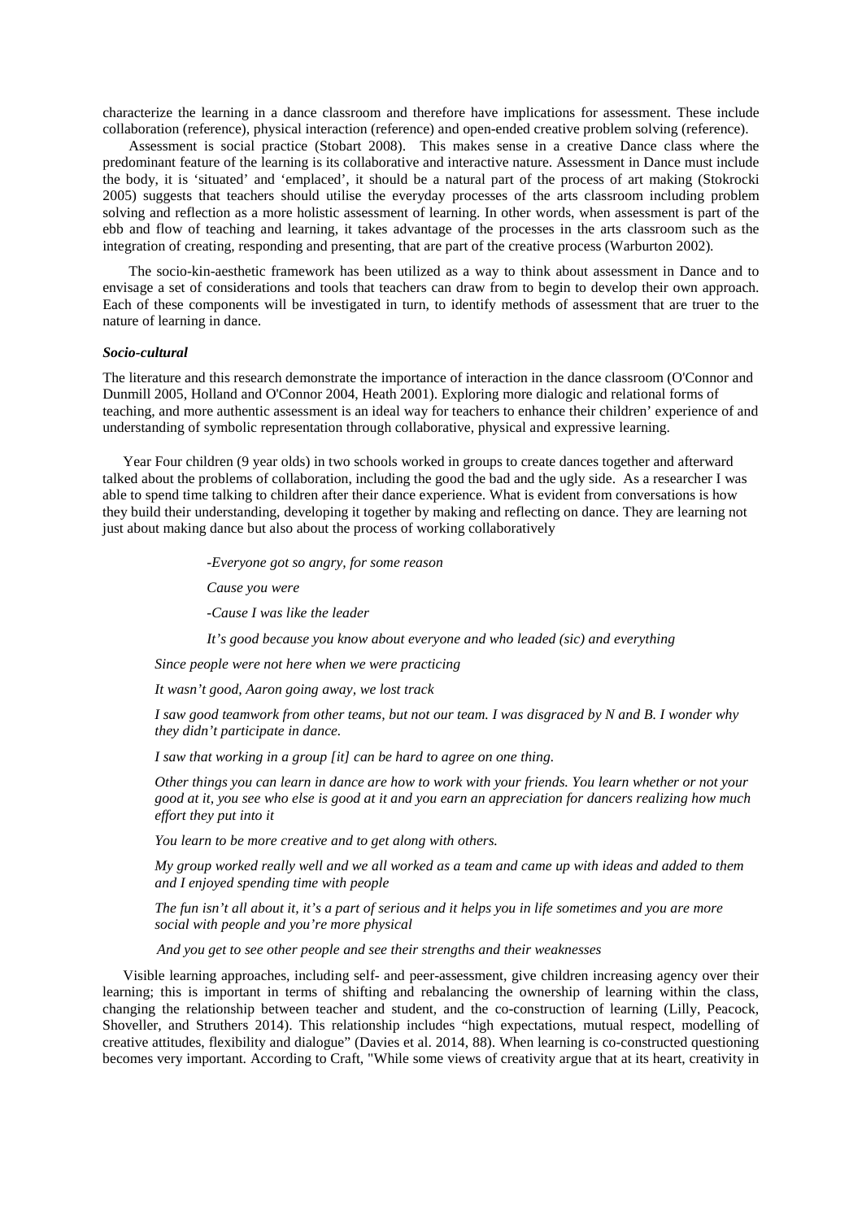characterize the learning in a dance classroom and therefore have implications for assessment. These include collaboration (reference), physical interaction (reference) and open-ended creative problem solving (reference).

Assessment is social practice (Stobart 2008). This makes sense in a creative Dance class where the predominant feature of the learning is its collaborative and interactive nature. Assessment in Dance must include the body, it is 'situated' and 'emplaced', it should be a natural part of the process of art making (Stokrocki 2005) suggests that teachers should utilise the everyday processes of the arts classroom including problem solving and reflection as a more holistic assessment of learning. In other words, when assessment is part of the ebb and flow of teaching and learning, it takes advantage of the processes in the arts classroom such as the integration of creating, responding and presenting, that are part of the creative process (Warburton 2002).

The socio-kin-aesthetic framework has been utilized as a way to think about assessment in Dance and to envisage a set of considerations and tools that teachers can draw from to begin to develop their own approach. Each of these components will be investigated in turn, to identify methods of assessment that are truer to the nature of learning in dance.

#### ***Socio-cultural***

The literature and this research demonstrate the importance of interaction in the dance classroom (O'Connor and Dunmill 2005, Holland and O'Connor 2004, Heath 2001). Exploring more dialogic and relational forms of teaching, and more authentic assessment is an ideal way for teachers to enhance their children' experience of and understanding of symbolic representation through collaborative, physical and expressive learning.

Year Four children (9 year olds) in two schools worked in groups to create dances together and afterward talked about the problems of collaboration, including the good the bad and the ugly side. As a researcher I was able to spend time talking to children after their dance experience. What is evident from conversations is how they build their understanding, developing it together by making and reflecting on dance. They are learning not just about making dance but also about the process of working collaboratively

> *-Everyone got so angry, for some reason*
>
> *Cause you were*
>
> *-Cause I was like the leader*
>
> *It's good because you know about everyone and who leaded (sic) and everything*

*Since people were not here when we were practicing*

*It wasn't good, Aaron going away, we lost track*

*I saw good teamwork from other teams, but not our team. I was disgraced by N and B. I wonder why they didn't participate in dance.*

*I saw that working in a group [it] can be hard to agree on one thing.*

*Other things you can learn in dance are how to work with your friends. You learn whether or not your good at it, you see who else is good at it and you earn an appreciation for dancers realizing how much effort they put into it*

*You learn to be more creative and to get along with others.*

*My group worked really well and we all worked as a team and came up with ideas and added to them and I enjoyed spending time with people*

*The fun isn't all about it, it's a part of serious and it helps you in life sometimes and you are more social with people and you're more physical*

*And you get to see other people and see their strengths and their weaknesses*

Visible learning approaches, including self- and peer-assessment, give children increasing agency over their learning; this is important in terms of shifting and rebalancing the ownership of learning within the class, changing the relationship between teacher and student, and the co-construction of learning (Lilly, Peacock, Shoveller, and Struthers 2014). This relationship includes "high expectations, mutual respect, modelling of creative attitudes, flexibility and dialogue" (Davies et al. 2014, 88). When learning is co-constructed questioning becomes very important. According to Craft, "While some views of creativity argue that at its heart, creativity in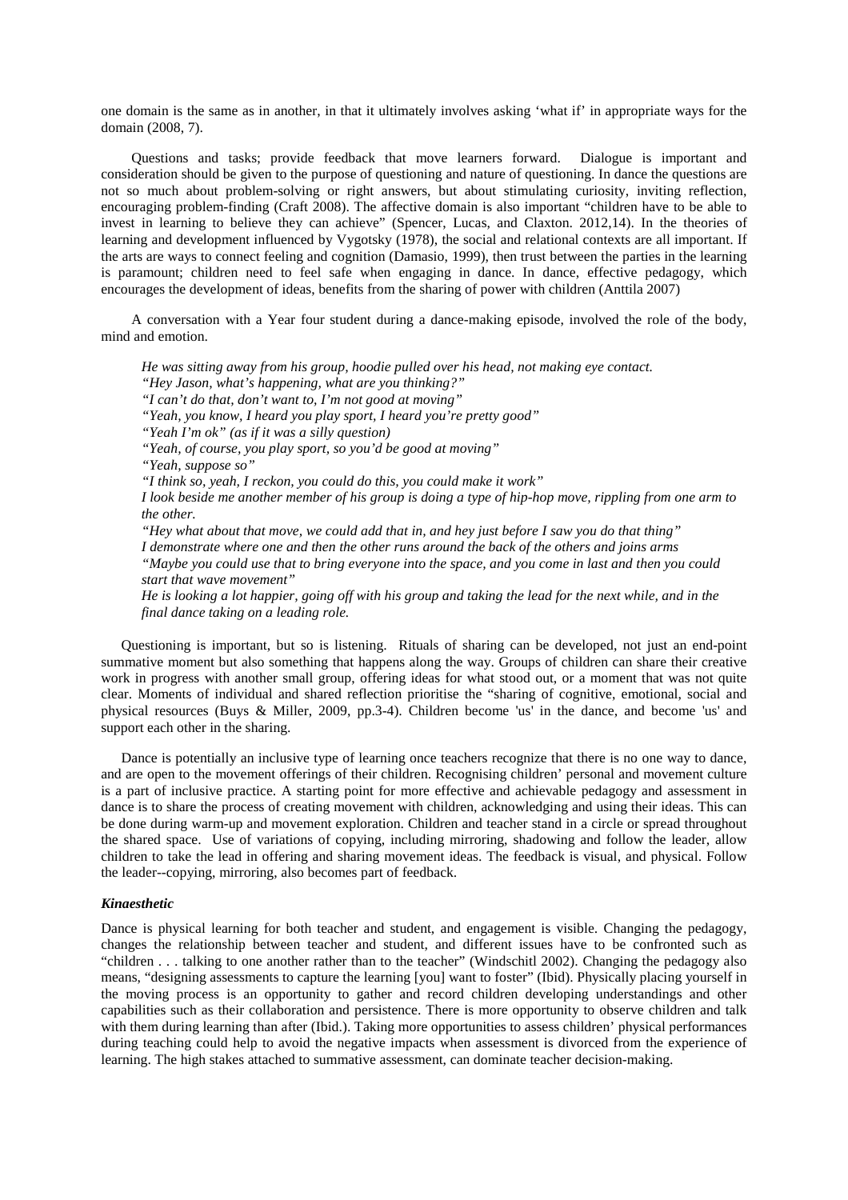one domain is the same as in another, in that it ultimately involves asking 'what if' in appropriate ways for the domain (2008, 7).

Questions and tasks; provide feedback that move learners forward. Dialogue is important and consideration should be given to the purpose of questioning and nature of questioning. In dance the questions are not so much about problem-solving or right answers, but about stimulating curiosity, inviting reflection, encouraging problem-finding (Craft 2008). The affective domain is also important "children have to be able to invest in learning to believe they can achieve" (Spencer, Lucas, and Claxton. 2012,14). In the theories of learning and development influenced by Vygotsky (1978), the social and relational contexts are all important. If the arts are ways to connect feeling and cognition (Damasio, 1999), then trust between the parties in the learning is paramount; children need to feel safe when engaging in dance. In dance, effective pedagogy, which encourages the development of ideas, benefits from the sharing of power with children (Anttila 2007)

A conversation with a Year four student during a dance-making episode, involved the role of the body, mind and emotion.

> *He was sitting away from his group, hoodie pulled over his head, not making eye contact.*
> *"Hey Jason, what's happening, what are you thinking?"*
> *"I can't do that, don't want to, I'm not good at moving"*
> *"Yeah, you know, I heard you play sport, I heard you're pretty good"*
> *"Yeah I'm ok" (as if it was a silly question)*
> *"Yeah, of course, you play sport, so you'd be good at moving"*
> *"Yeah, suppose so"*
> *"I think so, yeah, I reckon, you could do this, you could make it work"*
> *I look beside me another member of his group is doing a type of hip-hop move, rippling from one arm to the other.*
> *"Hey what about that move, we could add that in, and hey just before I saw you do that thing"*
> *I demonstrate where one and then the other runs around the back of the others and joins arms*
> *"Maybe you could use that to bring everyone into the space, and you come in last and then you could start that wave movement"*
> *He is looking a lot happier, going off with his group and taking the lead for the next while, and in the final dance taking on a leading role.*

Questioning is important, but so is listening. Rituals of sharing can be developed, not just an end-point summative moment but also something that happens along the way. Groups of children can share their creative work in progress with another small group, offering ideas for what stood out, or a moment that was not quite clear. Moments of individual and shared reflection prioritise the "sharing of cognitive, emotional, social and physical resources (Buys & Miller, 2009, pp.3-4). Children become 'us' in the dance, and become 'us' and support each other in the sharing.

Dance is potentially an inclusive type of learning once teachers recognize that there is no one way to dance, and are open to the movement offerings of their children. Recognising children' personal and movement culture is a part of inclusive practice. A starting point for more effective and achievable pedagogy and assessment in dance is to share the process of creating movement with children, acknowledging and using their ideas. This can be done during warm-up and movement exploration. Children and teacher stand in a circle or spread throughout the shared space. Use of variations of copying, including mirroring, shadowing and follow the leader, allow children to take the lead in offering and sharing movement ideas. The feedback is visual, and physical. Follow the leader--copying, mirroring, also becomes part of feedback.

### *Kinaesthetic*

Dance is physical learning for both teacher and student, and engagement is visible. Changing the pedagogy, changes the relationship between teacher and student, and different issues have to be confronted such as "children . . . talking to one another rather than to the teacher" (Windschitl 2002). Changing the pedagogy also means, "designing assessments to capture the learning [you] want to foster" (Ibid). Physically placing yourself in the moving process is an opportunity to gather and record children developing understandings and other capabilities such as their collaboration and persistence. There is more opportunity to observe children and talk with them during learning than after (Ibid.). Taking more opportunities to assess children' physical performances during teaching could help to avoid the negative impacts when assessment is divorced from the experience of learning. The high stakes attached to summative assessment, can dominate teacher decision-making.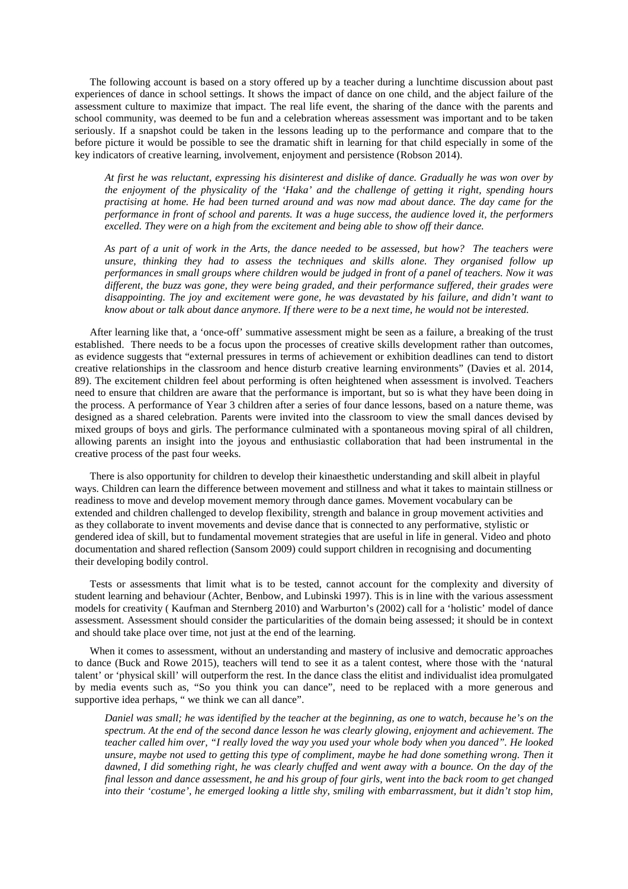The following account is based on a story offered up by a teacher during a lunchtime discussion about past experiences of dance in school settings. It shows the impact of dance on one child, and the abject failure of the assessment culture to maximize that impact. The real life event, the sharing of the dance with the parents and school community, was deemed to be fun and a celebration whereas assessment was important and to be taken seriously. If a snapshot could be taken in the lessons leading up to the performance and compare that to the before picture it would be possible to see the dramatic shift in learning for that child especially in some of the key indicators of creative learning, involvement, enjoyment and persistence (Robson 2014).

> *At first he was reluctant, expressing his disinterest and dislike of dance. Gradually he was won over by the enjoyment of the physicality of the 'Haka' and the challenge of getting it right, spending hours practising at home. He had been turned around and was now mad about dance. The day came for the performance in front of school and parents. It was a huge success, the audience loved it, the performers excelled. They were on a high from the excitement and being able to show off their dance.*
>
> *As part of a unit of work in the Arts, the dance needed to be assessed, but how? The teachers were unsure, thinking they had to assess the techniques and skills alone. They organised follow up performances in small groups where children would be judged in front of a panel of teachers. Now it was different, the buzz was gone, they were being graded, and their performance suffered, their grades were disappointing. The joy and excitement were gone, he was devastated by his failure, and didn't want to know about or talk about dance anymore. If there were to be a next time, he would not be interested.*

After learning like that, a 'once-off' summative assessment might be seen as a failure, a breaking of the trust established. There needs to be a focus upon the processes of creative skills development rather than outcomes, as evidence suggests that "external pressures in terms of achievement or exhibition deadlines can tend to distort creative relationships in the classroom and hence disturb creative learning environments" (Davies et al. 2014, 89). The excitement children feel about performing is often heightened when assessment is involved. Teachers need to ensure that children are aware that the performance is important, but so is what they have been doing in the process. A performance of Year 3 children after a series of four dance lessons, based on a nature theme, was designed as a shared celebration. Parents were invited into the classroom to view the small dances devised by mixed groups of boys and girls. The performance culminated with a spontaneous moving spiral of all children, allowing parents an insight into the joyous and enthusiastic collaboration that had been instrumental in the creative process of the past four weeks.

There is also opportunity for children to develop their kinaesthetic understanding and skill albeit in playful ways. Children can learn the difference between movement and stillness and what it takes to maintain stillness or readiness to move and develop movement memory through dance games. Movement vocabulary can be extended and children challenged to develop flexibility, strength and balance in group movement activities and as they collaborate to invent movements and devise dance that is connected to any performative, stylistic or gendered idea of skill, but to fundamental movement strategies that are useful in life in general. Video and photo documentation and shared reflection (Sansom 2009) could support children in recognising and documenting their developing bodily control.

Tests or assessments that limit what is to be tested, cannot account for the complexity and diversity of student learning and behaviour (Achter, Benbow, and Lubinski 1997). This is in line with the various assessment models for creativity ( Kaufman and Sternberg 2010) and Warburton's (2002) call for a 'holistic' model of dance assessment. Assessment should consider the particularities of the domain being assessed; it should be in context and should take place over time, not just at the end of the learning.

When it comes to assessment, without an understanding and mastery of inclusive and democratic approaches to dance (Buck and Rowe 2015), teachers will tend to see it as a talent contest, where those with the 'natural talent' or 'physical skill' will outperform the rest. In the dance class the elitist and individualist idea promulgated by media events such as, "So you think you can dance", need to be replaced with a more generous and supportive idea perhaps, " we think we can all dance".

> *Daniel was small; he was identified by the teacher at the beginning, as one to watch, because he's on the spectrum. At the end of the second dance lesson he was clearly glowing, enjoyment and achievement. The teacher called him over, "I really loved the way you used your whole body when you danced". He looked unsure, maybe not used to getting this type of compliment, maybe he had done something wrong. Then it dawned, I did something right, he was clearly chuffed and went away with a bounce. On the day of the final lesson and dance assessment, he and his group of four girls, went into the back room to get changed into their 'costume', he emerged looking a little shy, smiling with embarrassment, but it didn't stop him,*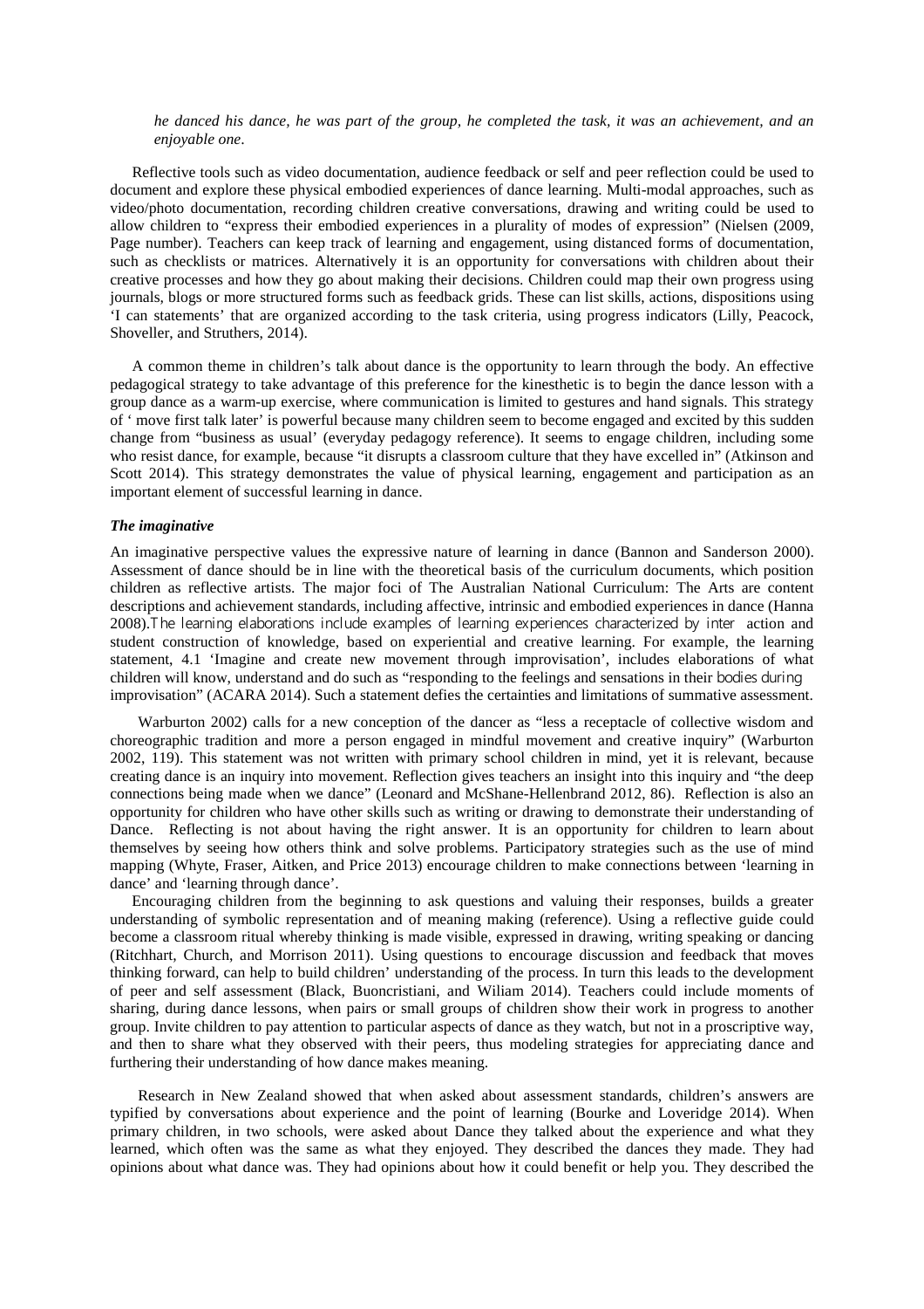*he danced his dance, he was part of the group, he completed the task, it was an achievement, and an enjoyable one*.

Reflective tools such as video documentation, audience feedback or self and peer reflection could be used to document and explore these physical embodied experiences of dance learning. Multi-modal approaches, such as video/photo documentation, recording children creative conversations, drawing and writing could be used to allow children to "express their embodied experiences in a plurality of modes of expression" (Nielsen (2009, Page number). Teachers can keep track of learning and engagement, using distanced forms of documentation, such as checklists or matrices. Alternatively it is an opportunity for conversations with children about their creative processes and how they go about making their decisions. Children could map their own progress using journals, blogs or more structured forms such as feedback grids. These can list skills, actions, dispositions using 'I can statements' that are organized according to the task criteria, using progress indicators (Lilly, Peacock, Shoveller, and Struthers, 2014).

A common theme in children's talk about dance is the opportunity to learn through the body. An effective pedagogical strategy to take advantage of this preference for the kinesthetic is to begin the dance lesson with a group dance as a warm-up exercise, where communication is limited to gestures and hand signals. This strategy of ' move first talk later' is powerful because many children seem to become engaged and excited by this sudden change from "business as usual' (everyday pedagogy reference). It seems to engage children, including some who resist dance, for example, because "it disrupts a classroom culture that they have excelled in" (Atkinson and Scott 2014). This strategy demonstrates the value of physical learning, engagement and participation as an important element of successful learning in dance.

***The imaginative***

An imaginative perspective values the expressive nature of learning in dance (Bannon and Sanderson 2000). Assessment of dance should be in line with the theoretical basis of the curriculum documents, which position children as reflective artists. The major foci of The Australian National Curriculum: The Arts are content descriptions and achievement standards, including affective, intrinsic and embodied experiences in dance (Hanna 2008).The learning elaborations include examples of learning experiences characterized by inter action and student construction of knowledge, based on experiential and creative learning. For example, the learning statement, 4.1 'Imagine and create new movement through improvisation', includes elaborations of what children will know, understand and do such as "responding to the feelings and sensations in their bodies during improvisation" (ACARA 2014). Such a statement defies the certainties and limitations of summative assessment.

Warburton 2002) calls for a new conception of the dancer as "less a receptacle of collective wisdom and choreographic tradition and more a person engaged in mindful movement and creative inquiry" (Warburton 2002, 119). This statement was not written with primary school children in mind, yet it is relevant, because creating dance is an inquiry into movement. Reflection gives teachers an insight into this inquiry and "the deep connections being made when we dance" (Leonard and McShane-Hellenbrand 2012, 86). Reflection is also an opportunity for children who have other skills such as writing or drawing to demonstrate their understanding of Dance. Reflecting is not about having the right answer. It is an opportunity for children to learn about themselves by seeing how others think and solve problems. Participatory strategies such as the use of mind mapping (Whyte, Fraser, Aitken, and Price 2013) encourage children to make connections between 'learning in dance' and 'learning through dance'.

Encouraging children from the beginning to ask questions and valuing their responses, builds a greater understanding of symbolic representation and of meaning making (reference). Using a reflective guide could become a classroom ritual whereby thinking is made visible, expressed in drawing, writing speaking or dancing (Ritchhart, Church, and Morrison 2011). Using questions to encourage discussion and feedback that moves thinking forward, can help to build children' understanding of the process. In turn this leads to the development of peer and self assessment (Black, Buoncristiani, and Wiliam 2014). Teachers could include moments of sharing, during dance lessons, when pairs or small groups of children show their work in progress to another group. Invite children to pay attention to particular aspects of dance as they watch, but not in a proscriptive way, and then to share what they observed with their peers, thus modeling strategies for appreciating dance and furthering their understanding of how dance makes meaning.

Research in New Zealand showed that when asked about assessment standards, children's answers are typified by conversations about experience and the point of learning (Bourke and Loveridge 2014). When primary children, in two schools, were asked about Dance they talked about the experience and what they learned, which often was the same as what they enjoyed. They described the dances they made. They had opinions about what dance was. They had opinions about how it could benefit or help you. They described the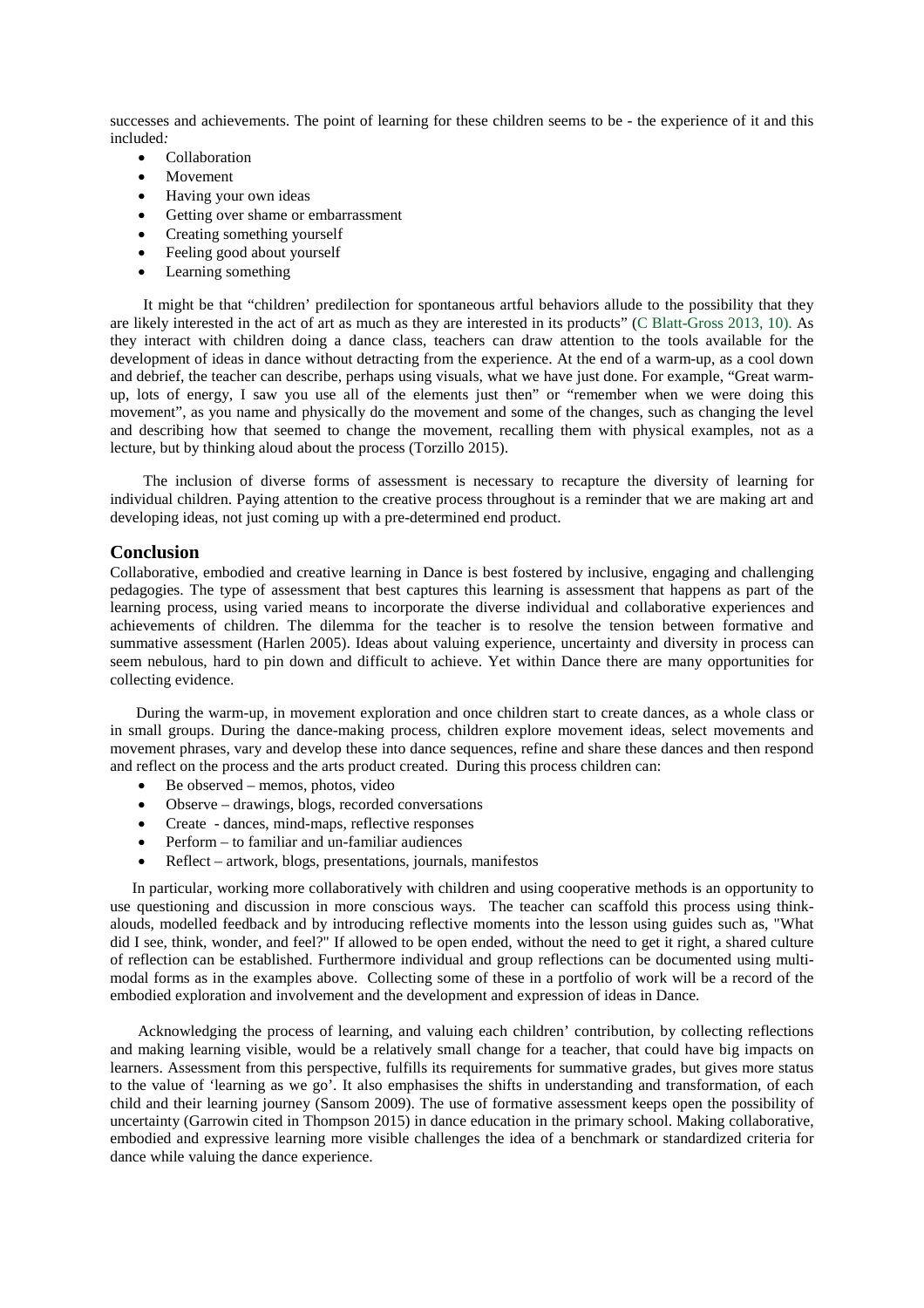successes and achievements. The point of learning for these children seems to be - the experience of it and this included:

- Collaboration
- Movement
- Having your own ideas
- Getting over shame or embarrassment
- Creating something yourself
- Feeling good about yourself
- Learning something

It might be that "children' predilection for spontaneous artful behaviors allude to the possibility that they are likely interested in the act of art as much as they are interested in its products" (C Blatt-Gross 2013, 10). As they interact with children doing a dance class, teachers can draw attention to the tools available for the development of ideas in dance without detracting from the experience. At the end of a warm-up, as a cool down and debrief, the teacher can describe, perhaps using visuals, what we have just done. For example, "Great warm-up, lots of energy, I saw you use all of the elements just then" or "remember when we were doing this movement", as you name and physically do the movement and some of the changes, such as changing the level and describing how that seemed to change the movement, recalling them with physical examples, not as a lecture, but by thinking aloud about the process (Torzillo 2015).

The inclusion of diverse forms of assessment is necessary to recapture the diversity of learning for individual children. Paying attention to the creative process throughout is a reminder that we are making art and developing ideas, not just coming up with a pre-determined end product.

## Conclusion

Collaborative, embodied and creative learning in Dance is best fostered by inclusive, engaging and challenging pedagogies. The type of assessment that best captures this learning is assessment that happens as part of the learning process, using varied means to incorporate the diverse individual and collaborative experiences and achievements of children. The dilemma for the teacher is to resolve the tension between formative and summative assessment (Harlen 2005). Ideas about valuing experience, uncertainty and diversity in process can seem nebulous, hard to pin down and difficult to achieve. Yet within Dance there are many opportunities for collecting evidence.

During the warm-up, in movement exploration and once children start to create dances, as a whole class or in small groups. During the dance-making process, children explore movement ideas, select movements and movement phrases, vary and develop these into dance sequences, refine and share these dances and then respond and reflect on the process and the arts product created. During this process children can:

- Be observed – memos, photos, video
- Observe – drawings, blogs, recorded conversations
- Create - dances, mind-maps, reflective responses
- Perform – to familiar and un-familiar audiences
- Reflect – artwork, blogs, presentations, journals, manifestos

In particular, working more collaboratively with children and using cooperative methods is an opportunity to use questioning and discussion in more conscious ways. The teacher can scaffold this process using think-alouds, modelled feedback and by introducing reflective moments into the lesson using guides such as, "What did I see, think, wonder, and feel?" If allowed to be open ended, without the need to get it right, a shared culture of reflection can be established. Furthermore individual and group reflections can be documented using multi-modal forms as in the examples above. Collecting some of these in a portfolio of work will be a record of the embodied exploration and involvement and the development and expression of ideas in Dance.

Acknowledging the process of learning, and valuing each children' contribution, by collecting reflections and making learning visible, would be a relatively small change for a teacher, that could have big impacts on learners. Assessment from this perspective, fulfills its requirements for summative grades, but gives more status to the value of 'learning as we go'. It also emphasises the shifts in understanding and transformation, of each child and their learning journey (Sansom 2009). The use of formative assessment keeps open the possibility of uncertainty (Garrowin cited in Thompson 2015) in dance education in the primary school. Making collaborative, embodied and expressive learning more visible challenges the idea of a benchmark or standardized criteria for dance while valuing the dance experience.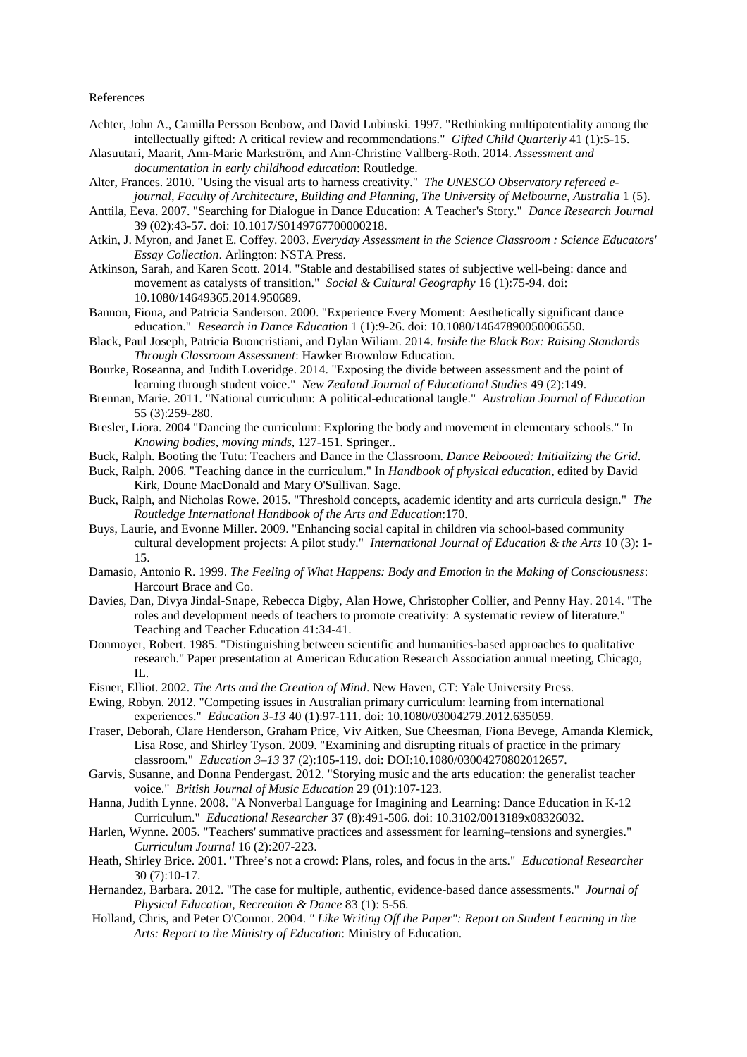References

Achter, John A., Camilla Persson Benbow, and David Lubinski. 1997. "Rethinking multipotentiality among the intellectually gifted: A critical review and recommendations." *Gifted Child Quarterly* 41 (1):5-15.

Alasuutari, Maarit, Ann-Marie Markström, and Ann-Christine Vallberg-Roth. 2014. *Assessment and documentation in early childhood education*: Routledge.

Alter, Frances. 2010. "Using the visual arts to harness creativity." *The UNESCO Observatory refereed e-journal, Faculty of Architecture, Building and Planning, The University of Melbourne, Australia* 1 (5).

Anttila, Eeva. 2007. "Searching for Dialogue in Dance Education: A Teacher's Story." *Dance Research Journal* 39 (02):43-57. doi: 10.1017/S0149767700000218.

Atkin, J. Myron, and Janet E. Coffey. 2003. *Everyday Assessment in the Science Classroom : Science Educators' Essay Collection*. Arlington: NSTA Press.

Atkinson, Sarah, and Karen Scott. 2014. "Stable and destabilised states of subjective well-being: dance and movement as catalysts of transition." *Social & Cultural Geography* 16 (1):75-94. doi: 10.1080/14649365.2014.950689.

Bannon, Fiona, and Patricia Sanderson. 2000. "Experience Every Moment: Aesthetically significant dance education." *Research in Dance Education* 1 (1):9-26. doi: 10.1080/14647890050006550.

Black, Paul Joseph, Patricia Buoncristiani, and Dylan Wiliam. 2014. *Inside the Black Box: Raising Standards Through Classroom Assessment*: Hawker Brownlow Education.

Bourke, Roseanna, and Judith Loveridge. 2014. "Exposing the divide between assessment and the point of learning through student voice." *New Zealand Journal of Educational Studies* 49 (2):149.

Brennan, Marie. 2011. "National curriculum: A political-educational tangle." *Australian Journal of Education* 55 (3):259-280.

Bresler, Liora. 2004 "Dancing the curriculum: Exploring the body and movement in elementary schools." In *Knowing bodies, moving minds*, 127-151. Springer..

Buck, Ralph. Booting the Tutu: Teachers and Dance in the Classroom. *Dance Rebooted: Initializing the Grid*.

Buck, Ralph. 2006. "Teaching dance in the curriculum." In *Handbook of physical education*, edited by David Kirk, Doune MacDonald and Mary O'Sullivan. Sage.

Buck, Ralph, and Nicholas Rowe. 2015. "Threshold concepts, academic identity and arts curricula design." *The Routledge International Handbook of the Arts and Education*:170.

Buys, Laurie, and Evonne Miller. 2009. "Enhancing social capital in children via school-based community cultural development projects: A pilot study." *International Journal of Education & the Arts* 10 (3): 1-15.

Damasio, Antonio R. 1999. *The Feeling of What Happens: Body and Emotion in the Making of Consciousness*: Harcourt Brace and Co.

Davies, Dan, Divya Jindal-Snape, Rebecca Digby, Alan Howe, Christopher Collier, and Penny Hay. 2014. "The roles and development needs of teachers to promote creativity: A systematic review of literature." Teaching and Teacher Education 41:34-41.

Donmoyer, Robert. 1985. "Distinguishing between scientific and humanities-based approaches to qualitative research." Paper presentation at American Education Research Association annual meeting, Chicago, IL.

Eisner, Elliot. 2002. *The Arts and the Creation of Mind*. New Haven, CT: Yale University Press.

Ewing, Robyn. 2012. "Competing issues in Australian primary curriculum: learning from international experiences." *Education 3-13* 40 (1):97-111. doi: 10.1080/03004279.2012.635059.

Fraser, Deborah, Clare Henderson, Graham Price, Viv Aitken, Sue Cheesman, Fiona Bevege, Amanda Klemick, Lisa Rose, and Shirley Tyson. 2009. "Examining and disrupting rituals of practice in the primary classroom." *Education 3–13* 37 (2):105-119. doi: DOI:10.1080/03004270802012657.

Garvis, Susanne, and Donna Pendergast. 2012. "Storying music and the arts education: the generalist teacher voice." *British Journal of Music Education* 29 (01):107-123.

Hanna, Judith Lynne. 2008. "A Nonverbal Language for Imagining and Learning: Dance Education in K-12 Curriculum." *Educational Researcher* 37 (8):491-506. doi: 10.3102/0013189x08326032.

Harlen, Wynne. 2005. "Teachers' summative practices and assessment for learning–tensions and synergies." *Curriculum Journal* 16 (2):207-223.

Heath, Shirley Brice. 2001. "Three's not a crowd: Plans, roles, and focus in the arts." *Educational Researcher* 30 (7):10-17.

Hernandez, Barbara. 2012. "The case for multiple, authentic, evidence-based dance assessments." *Journal of Physical Education, Recreation & Dance* 83 (1): 5-56.

Holland, Chris, and Peter O'Connor. 2004. *" Like Writing Off the Paper": Report on Student Learning in the Arts: Report to the Ministry of Education*: Ministry of Education.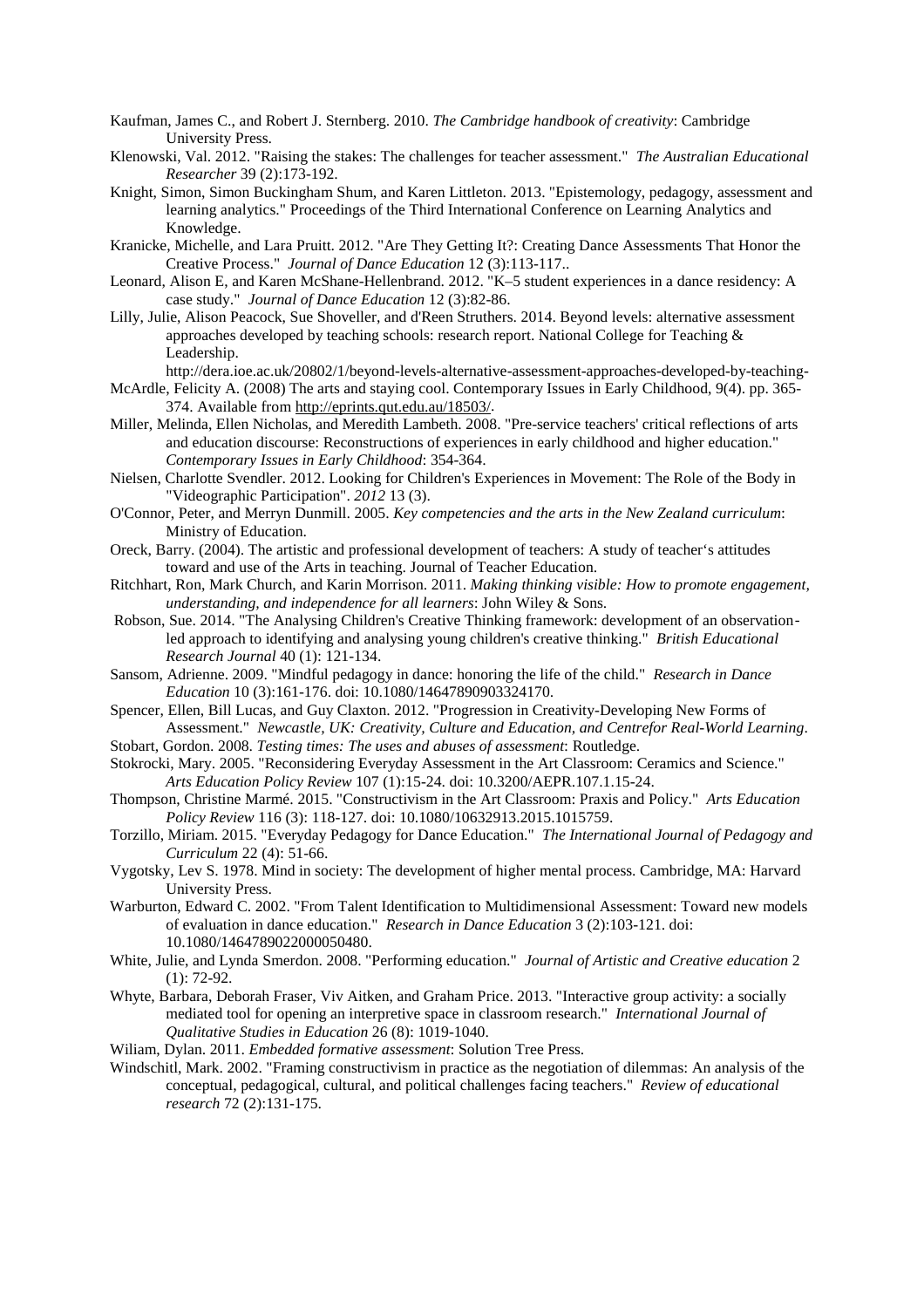Kaufman, James C., and Robert J. Sternberg. 2010. *The Cambridge handbook of creativity*: Cambridge University Press.

Klenowski, Val. 2012. "Raising the stakes: The challenges for teacher assessment." *The Australian Educational Researcher* 39 (2):173-192.

Knight, Simon, Simon Buckingham Shum, and Karen Littleton. 2013. "Epistemology, pedagogy, assessment and learning analytics." Proceedings of the Third International Conference on Learning Analytics and Knowledge.

Kranicke, Michelle, and Lara Pruitt. 2012. "Are They Getting It?: Creating Dance Assessments That Honor the Creative Process." *Journal of Dance Education* 12 (3):113-117..

Leonard, Alison E, and Karen McShane-Hellenbrand. 2012. "K–5 student experiences in a dance residency: A case study." *Journal of Dance Education* 12 (3):82-86.

Lilly, Julie, Alison Peacock, Sue Shoveller, and d'Reen Struthers. 2014. Beyond levels: alternative assessment approaches developed by teaching schools: research report. National College for Teaching & Leadership. http://dera.ioe.ac.uk/20802/1/beyond-levels-alternative-assessment-approaches-developed-by-teaching-

McArdle, Felicity A. (2008) The arts and staying cool. Contemporary Issues in Early Childhood, 9(4). pp. 365-374. Available from http://eprints.qut.edu.au/18503/.

Miller, Melinda, Ellen Nicholas, and Meredith Lambeth. 2008. "Pre-service teachers' critical reflections of arts and education discourse: Reconstructions of experiences in early childhood and higher education." *Contemporary Issues in Early Childhood*: 354-364.

Nielsen, Charlotte Svendler. 2012. Looking for Children's Experiences in Movement: The Role of the Body in "Videographic Participation". *2012* 13 (3).

O'Connor, Peter, and Merryn Dunmill. 2005. *Key competencies and the arts in the New Zealand curriculum*: Ministry of Education.

Oreck, Barry. (2004). The artistic and professional development of teachers: A study of teacher's attitudes toward and use of the Arts in teaching. Journal of Teacher Education.

Ritchhart, Ron, Mark Church, and Karin Morrison. 2011. *Making thinking visible: How to promote engagement, understanding, and independence for all learners*: John Wiley & Sons.

Robson, Sue. 2014. "The Analysing Children's Creative Thinking framework: development of an observation-led approach to identifying and analysing young children's creative thinking." *British Educational Research Journal* 40 (1): 121-134.

Sansom, Adrienne. 2009. "Mindful pedagogy in dance: honoring the life of the child." *Research in Dance Education* 10 (3):161-176. doi: 10.1080/14647890903324170.

Spencer, Ellen, Bill Lucas, and Guy Claxton. 2012. "Progression in Creativity-Developing New Forms of Assessment." *Newcastle, UK: Creativity, Culture and Education, and Centrefor Real-World Learning*.

Stobart, Gordon. 2008. *Testing times: The uses and abuses of assessment*: Routledge.

Stokrocki, Mary. 2005. "Reconsidering Everyday Assessment in the Art Classroom: Ceramics and Science." *Arts Education Policy Review* 107 (1):15-24. doi: 10.3200/AEPR.107.1.15-24.

Thompson, Christine Marmé. 2015. "Constructivism in the Art Classroom: Praxis and Policy." *Arts Education Policy Review* 116 (3): 118-127. doi: 10.1080/10632913.2015.1015759.

Torzillo, Miriam. 2015. "Everyday Pedagogy for Dance Education." *The International Journal of Pedagogy and Curriculum* 22 (4): 51-66.

Vygotsky, Lev S. 1978. Mind in society: The development of higher mental process. Cambridge, MA: Harvard University Press.

Warburton, Edward C. 2002. "From Talent Identification to Multidimensional Assessment: Toward new models of evaluation in dance education." *Research in Dance Education* 3 (2):103-121. doi: 10.1080/1464789022000050480.

White, Julie, and Lynda Smerdon. 2008. "Performing education." *Journal of Artistic and Creative education* 2 (1): 72-92.

Whyte, Barbara, Deborah Fraser, Viv Aitken, and Graham Price. 2013. "Interactive group activity: a socially mediated tool for opening an interpretive space in classroom research." *International Journal of Qualitative Studies in Education* 26 (8): 1019-1040.

Wiliam, Dylan. 2011. *Embedded formative assessment*: Solution Tree Press.

Windschitl, Mark. 2002. "Framing constructivism in practice as the negotiation of dilemmas: An analysis of the conceptual, pedagogical, cultural, and political challenges facing teachers." *Review of educational research* 72 (2):131-175.